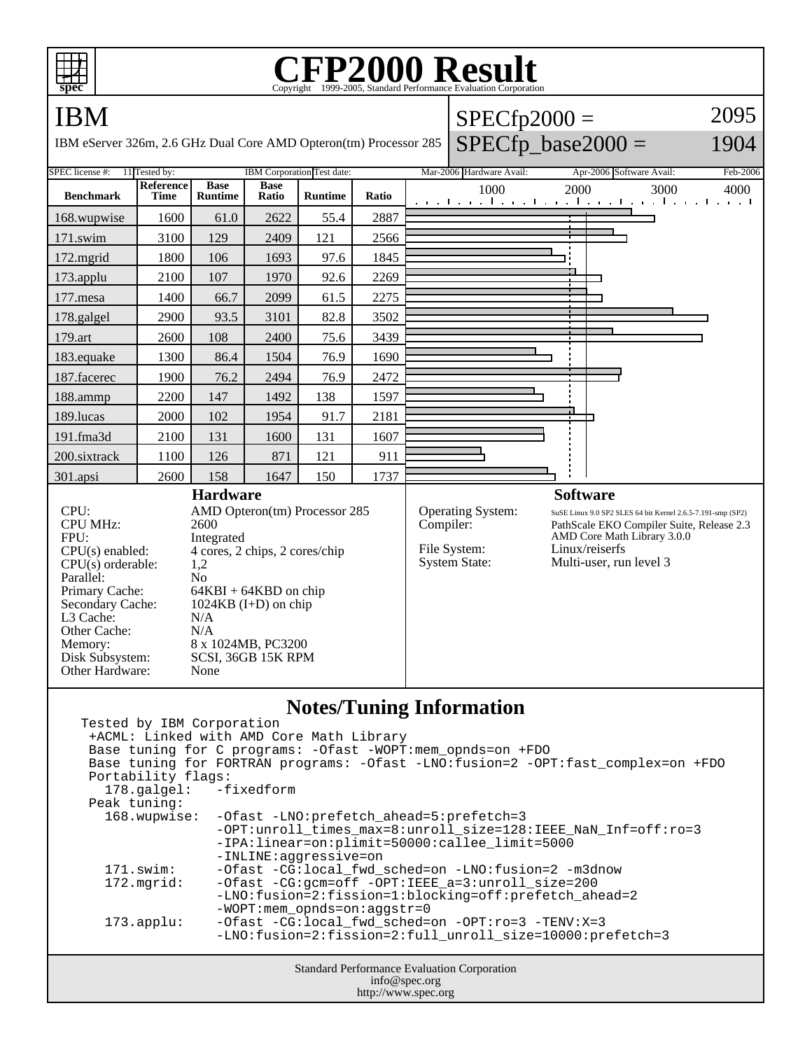# CFP2000 Result

Copyright 1999-2005, Standard Performance Evaluation Corporation

## IBM

IBM eServer 326m, 2.6 GHz Dual Core AMD Opteron(tm) Processor 285

SPECfp2000 = 2095

SPECfp_base2000 = 1904

| SPEC license #: | Tested by: | Test date: | Hardware Avail: | Software Avail: |
|---|---|---|---|---|
| 11 | IBM Corporation | Mar-2006 | Apr-2006 | Feb-2006 |

| Benchmark | Reference Time | Base Runtime | Base Ratio | Runtime | Ratio |
|---|---|---|---|---|---|
| 168.wupwise | 1600 | 61.0 | 2622 | 55.4 | 2887 |
| 171.swim | 3100 | 129 | 2409 | 121 | 2566 |
| 172.mgrid | 1800 | 106 | 1693 | 97.6 | 1845 |
| 173.applu | 2100 | 107 | 1970 | 92.6 | 2269 |
| 177.mesa | 1400 | 66.7 | 2099 | 61.5 | 2275 |
| 178.galgel | 2900 | 93.5 | 3101 | 82.8 | 3502 |
| 179.art | 2600 | 108 | 2400 | 75.6 | 3439 |
| 183.equake | 1300 | 86.4 | 1504 | 76.9 | 1690 |
| 187.facerec | 1900 | 76.2 | 2494 | 76.9 | 2472 |
| 188.ammp | 2200 | 147 | 1492 | 138 | 1597 |
| 189.lucas | 2000 | 102 | 1954 | 91.7 | 2181 |
| 191.fma3d | 2100 | 131 | 1600 | 131 | 1607 |
| 200.sixtrack | 1100 | 126 | 871 | 121 | 911 |
| 301.apsi | 2600 | 158 | 1647 | 150 | 1737 |

### Hardware

| | |
|---|---|
| CPU: | AMD Opteron(tm) Processor 285 |
| CPU MHz: | 2600 |
| FPU: | Integrated |
| CPU(s) enabled: | 4 cores, 2 chips, 2 cores/chip |
| CPU(s) orderable: | 1,2 |
| Parallel: | No |
| Primary Cache: | 64KBI + 64KBD on chip |
| Secondary Cache: | 1024KB (I+D) on chip |
| L3 Cache: | N/A |
| Other Cache: | N/A |
| Memory: | 8 x 1024MB, PC3200 |
| Disk Subsystem: | SCSI, 36GB 15K RPM |
| Other Hardware: | None |

### Software

| | |
|---|---|
| Operating System: | SuSE Linux 9.0 SP2 SLES 64 bit Kernel 2.6.5-7.191-smp (SP2) |
| Compiler: | PathScale EKO Compiler Suite, Release 2.3; AMD Core Math Library 3.0.0 |
| File System: | Linux/reiserfs |
| System State: | Multi-user, run level 3 |

## Notes/Tuning Information

```
Tested by IBM Corporation
 +ACML: Linked with AMD Core Math Library
 Base tuning for C programs: -Ofast -WOPT:mem_opnds=on +FDO
 Base tuning for FORTRAN programs: -Ofast -LNO:fusion=2 -OPT:fast_complex=on +FDO
 Portability flags:
   178.galgel:   -fixedform
 Peak tuning:
   168.wupwise:  -Ofast -LNO:prefetch_ahead=5:prefetch=3
                 -OPT:unroll_times_max=8:unroll_size=128:IEEE_NaN_Inf=off:ro=3
                 -IPA:linear=on:plimit=50000:callee_limit=5000
                 -INLINE:aggressive=on
   171.swim:     -Ofast -CG:local_fwd_sched=on -LNO:fusion=2 -m3dnow
   172.mgrid:    -Ofast -CG:gcm=off -OPT:IEEE_a=3:unroll_size=200
                 -LNO:fusion=2:fission=1:blocking=off:prefetch_ahead=2
                 -WOPT:mem_opnds=on:aggstr=0
   173.applu:    -Ofast -CG:local_fwd_sched=on -OPT:ro=3 -TENV:X=3
                 -LNO:fusion=2:fission=2:full_unroll_size=10000:prefetch=3
```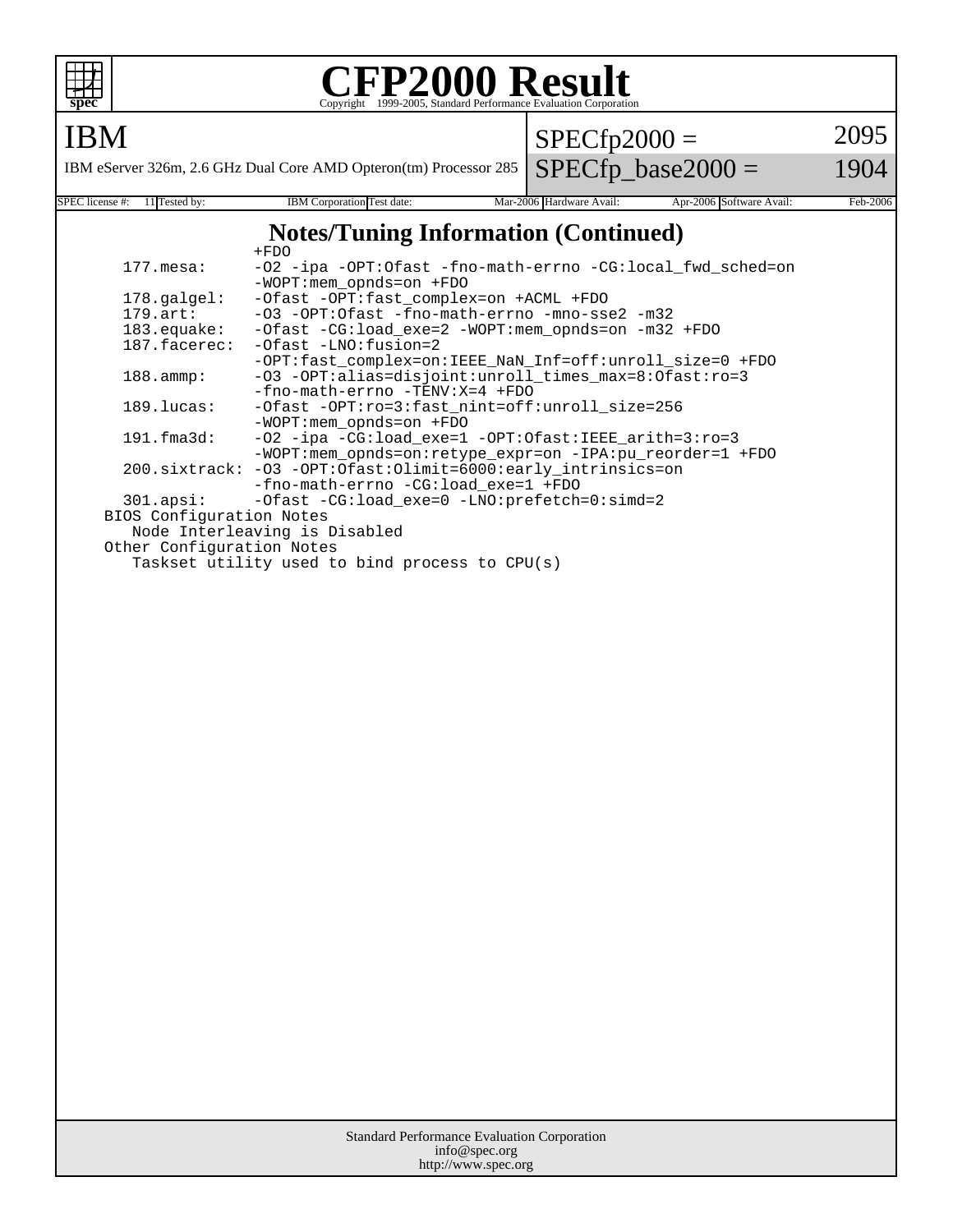# CFP2000 Result

Copyright 1999-2005, Standard Performance Evaluation Corporation

**IBM**

IBM eServer 326m, 2.6 GHz Dual Core AMD Opteron(tm) Processor 285

SPECfp2000 = 2095

SPECfp_base2000 = 1904

| SPEC license #: | 11 | Tested by: | IBM Corporation | Test date: | Mar-2006 | Hardware Avail: | Apr-2006 | Software Avail: | Feb-2006 |
|---|---|---|---|---|---|---|---|---|---|

## Notes/Tuning Information (Continued)

```
                 +FDO
   177.mesa:     -O2 -ipa -OPT:Ofast -fno-math-errno -CG:local_fwd_sched=on
                 -WOPT:mem_opnds=on +FDO
   178.galgel:   -Ofast -OPT:fast_complex=on +ACML +FDO
   179.art:      -O3 -OPT:Ofast -fno-math-errno -mno-sse2 -m32
   183.equake:   -Ofast -CG:load_exe=2 -WOPT:mem_opnds=on -m32 +FDO
   187.facerec:  -Ofast -LNO:fusion=2
                 -OPT:fast_complex=on:IEEE_NaN_Inf=off:unroll_size=0 +FDO
   188.ammp:     -O3 -OPT:alias=disjoint:unroll_times_max=8:Ofast:ro=3
                 -fno-math-errno -TENV:X=4 +FDO
   189.lucas:    -Ofast -OPT:ro=3:fast_nint=off:unroll_size=256
                 -WOPT:mem_opnds=on +FDO
   191.fma3d:    -O2 -ipa -CG:load_exe=1 -OPT:Ofast:IEEE_arith=3:ro=3
                 -WOPT:mem_opnds=on:retype_expr=on -IPA:pu_reorder=1 +FDO
   200.sixtrack: -O3 -OPT:Ofast:Olimit=6000:early_intrinsics=on
                 -fno-math-errno -CG:load_exe=1 +FDO
   301.apsi:     -Ofast -CG:load_exe=0 -LNO:prefetch=0:simd=2
 BIOS Configuration Notes
    Node Interleaving is Disabled
 Other Configuration Notes
    Taskset utility used to bind process to CPU(s)
```

Standard Performance Evaluation Corporation
info@spec.org
http://www.spec.org